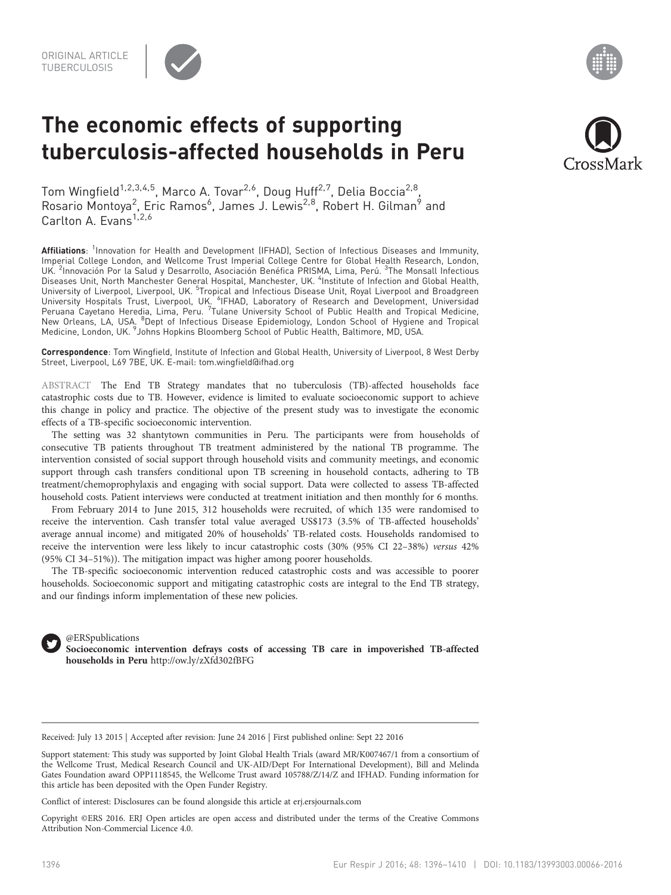ORIGINAL ARTICLE
TUBERCULOSIS

# The economic effects of supporting tuberculosis-affected households in Peru

Tom Wingfield[1,2,3,4,5], Marco A. Tovar[2,6], Doug Huff[2,7], Delia Boccia[2,8], Rosario Montoya[2], Eric Ramos[6], James J. Lewis[2,8], Robert H. Gilman[9] and Carlton A. Evans[1,2,6]

**Affiliations**: [1]Innovation for Health and Development (IFHAD), Section of Infectious Diseases and Immunity, Imperial College London, and Wellcome Trust Imperial College Centre for Global Health Research, London, UK. [2]Innovación Por la Salud y Desarrollo, Asociación Benéfica PRISMA, Lima, Perú. [3]The Monsall Infectious Diseases Unit, North Manchester General Hospital, Manchester, UK. [4]Institute of Infection and Global Health, University of Liverpool, Liverpool, UK. [5]Tropical and Infectious Disease Unit, Royal Liverpool and Broadgreen University Hospitals Trust, Liverpool, UK. [6]IFHAD, Laboratory of Research and Development, Universidad Peruana Cayetano Heredia, Lima, Peru. [7]Tulane University School of Public Health and Tropical Medicine, New Orleans, LA, USA. [8]Dept of Infectious Disease Epidemiology, London School of Hygiene and Tropical Medicine, London, UK. [9]Johns Hopkins Bloomberg School of Public Health, Baltimore, MD, USA.

**Correspondence**: Tom Wingfield, Institute of Infection and Global Health, University of Liverpool, 8 West Derby Street, Liverpool, L69 7BE, UK. E-mail: tom.wingfield@ifhad.org

ABSTRACT The End TB Strategy mandates that no tuberculosis (TB)-affected households face catastrophic costs due to TB. However, evidence is limited to evaluate socioeconomic support to achieve this change in policy and practice. The objective of the present study was to investigate the economic effects of a TB-specific socioeconomic intervention.

The setting was 32 shantytown communities in Peru. The participants were from households of consecutive TB patients throughout TB treatment administered by the national TB programme. The intervention consisted of social support through household visits and community meetings, and economic support through cash transfers conditional upon TB screening in household contacts, adhering to TB treatment/chemoprophylaxis and engaging with social support. Data were collected to assess TB-affected household costs. Patient interviews were conducted at treatment initiation and then monthly for 6 months.

From February 2014 to June 2015, 312 households were recruited, of which 135 were randomised to receive the intervention. Cash transfer total value averaged US$173 (3.5% of TB-affected households' average annual income) and mitigated 20% of households' TB-related costs. Households randomised to receive the intervention were less likely to incur catastrophic costs (30% (95% CI 22–38%) *versus* 42% (95% CI 34–51%)). The mitigation impact was higher among poorer households.

The TB-specific socioeconomic intervention reduced catastrophic costs and was accessible to poorer households. Socioeconomic support and mitigating catastrophic costs are integral to the End TB strategy, and our findings inform implementation of these new policies.

@ERSpublications
**Socioeconomic intervention defrays costs of accessing TB care in impoverished TB-affected households in Peru** http://ow.ly/zXfd302fBFG

Received: July 13 2015 | Accepted after revision: June 24 2016 | First published online: Sept 22 2016

Support statement: This study was supported by Joint Global Health Trials (award MR/K007467/1 from a consortium of the Wellcome Trust, Medical Research Council and UK-AID/Dept For International Development), Bill and Melinda Gates Foundation award OPP1118545, the Wellcome Trust award 105788/Z/14/Z and IFHAD. Funding information for this article has been deposited with the Open Funder Registry.

Conflict of interest: Disclosures can be found alongside this article at erj.ersjournals.com

Copyright ©ERS 2016. ERJ Open articles are open access and distributed under the terms of the Creative Commons Attribution Non-Commercial Licence 4.0.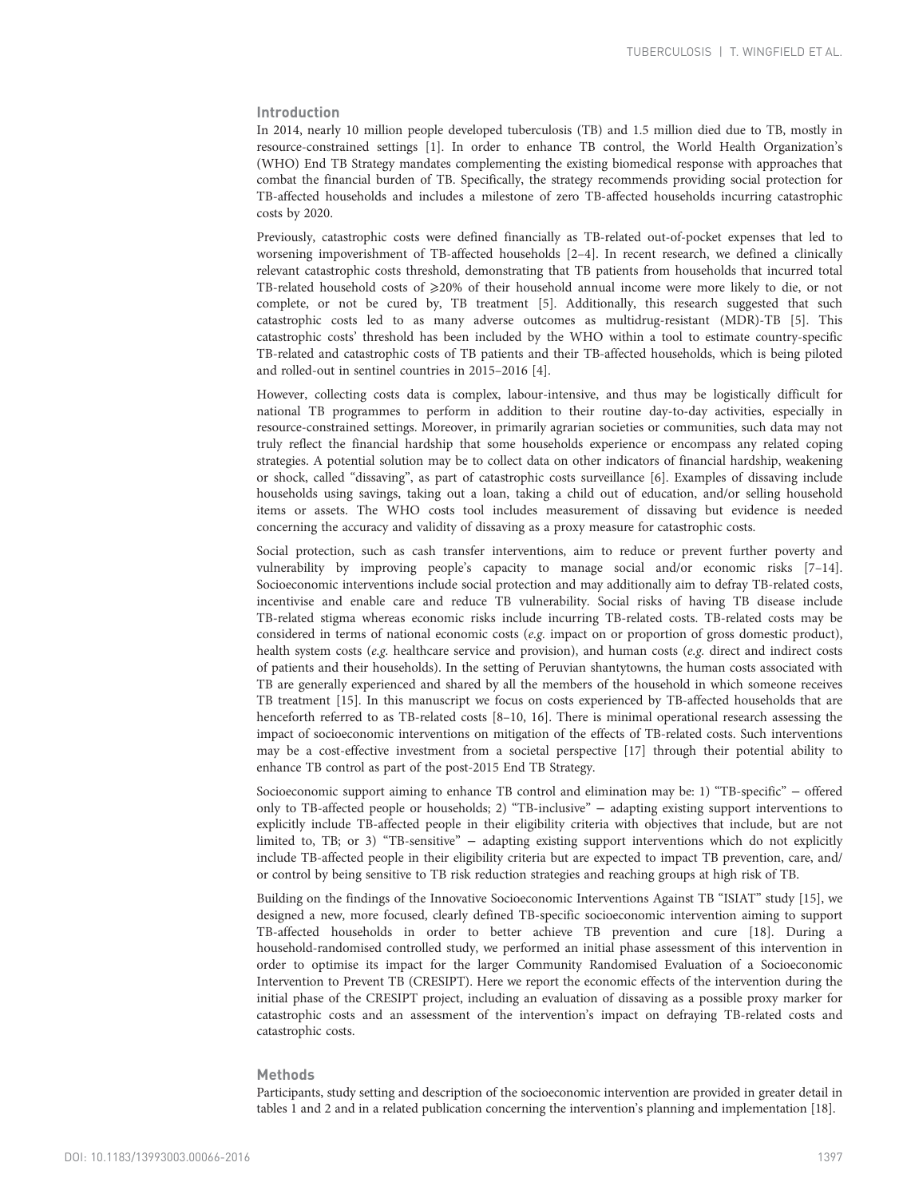## Introduction

In 2014, nearly 10 million people developed tuberculosis (TB) and 1.5 million died due to TB, mostly in resource-constrained settings [1]. In order to enhance TB control, the World Health Organization's (WHO) End TB Strategy mandates complementing the existing biomedical response with approaches that combat the financial burden of TB. Specifically, the strategy recommends providing social protection for TB-affected households and includes a milestone of zero TB-affected households incurring catastrophic costs by 2020.

Previously, catastrophic costs were defined financially as TB-related out-of-pocket expenses that led to worsening impoverishment of TB-affected households [2–4]. In recent research, we defined a clinically relevant catastrophic costs threshold, demonstrating that TB patients from households that incurred total TB-related household costs of ⩾20% of their household annual income were more likely to die, or not complete, or not be cured by, TB treatment [5]. Additionally, this research suggested that such catastrophic costs led to as many adverse outcomes as multidrug-resistant (MDR)-TB [5]. This catastrophic costs' threshold has been included by the WHO within a tool to estimate country-specific TB-related and catastrophic costs of TB patients and their TB-affected households, which is being piloted and rolled-out in sentinel countries in 2015–2016 [4].

However, collecting costs data is complex, labour-intensive, and thus may be logistically difficult for national TB programmes to perform in addition to their routine day-to-day activities, especially in resource-constrained settings. Moreover, in primarily agrarian societies or communities, such data may not truly reflect the financial hardship that some households experience or encompass any related coping strategies. A potential solution may be to collect data on other indicators of financial hardship, weakening or shock, called "dissaving", as part of catastrophic costs surveillance [6]. Examples of dissaving include households using savings, taking out a loan, taking a child out of education, and/or selling household items or assets. The WHO costs tool includes measurement of dissaving but evidence is needed concerning the accuracy and validity of dissaving as a proxy measure for catastrophic costs.

Social protection, such as cash transfer interventions, aim to reduce or prevent further poverty and vulnerability by improving people's capacity to manage social and/or economic risks [7–14]. Socioeconomic interventions include social protection and may additionally aim to defray TB-related costs, incentivise and enable care and reduce TB vulnerability. Social risks of having TB disease include TB-related stigma whereas economic risks include incurring TB-related costs. TB-related costs may be considered in terms of national economic costs (*e.g.* impact on or proportion of gross domestic product), health system costs (*e.g.* healthcare service and provision), and human costs (*e.g.* direct and indirect costs of patients and their households). In the setting of Peruvian shantytowns, the human costs associated with TB are generally experienced and shared by all the members of the household in which someone receives TB treatment [15]. In this manuscript we focus on costs experienced by TB-affected households that are henceforth referred to as TB-related costs [8–10, 16]. There is minimal operational research assessing the impact of socioeconomic interventions on mitigation of the effects of TB-related costs. Such interventions may be a cost-effective investment from a societal perspective [17] through their potential ability to enhance TB control as part of the post-2015 End TB Strategy.

Socioeconomic support aiming to enhance TB control and elimination may be: 1) "TB-specific" – offered only to TB-affected people or households; 2) "TB-inclusive" – adapting existing support interventions to explicitly include TB-affected people in their eligibility criteria with objectives that include, but are not limited to, TB; or 3) "TB-sensitive" – adapting existing support interventions which do not explicitly include TB-affected people in their eligibility criteria but are expected to impact TB prevention, care, and/or control by being sensitive to TB risk reduction strategies and reaching groups at high risk of TB.

Building on the findings of the Innovative Socioeconomic Interventions Against TB "ISIAT" study [15], we designed a new, more focused, clearly defined TB-specific socioeconomic intervention aiming to support TB-affected households in order to better achieve TB prevention and cure [18]. During a household-randomised controlled study, we performed an initial phase assessment of this intervention in order to optimise its impact for the larger Community Randomised Evaluation of a Socioeconomic Intervention to Prevent TB (CRESIPT). Here we report the economic effects of the intervention during the initial phase of the CRESIPT project, including an evaluation of dissaving as a possible proxy marker for catastrophic costs and an assessment of the intervention's impact on defraying TB-related costs and catastrophic costs.

## Methods

Participants, study setting and description of the socioeconomic intervention are provided in greater detail in tables 1 and 2 and in a related publication concerning the intervention's planning and implementation [18].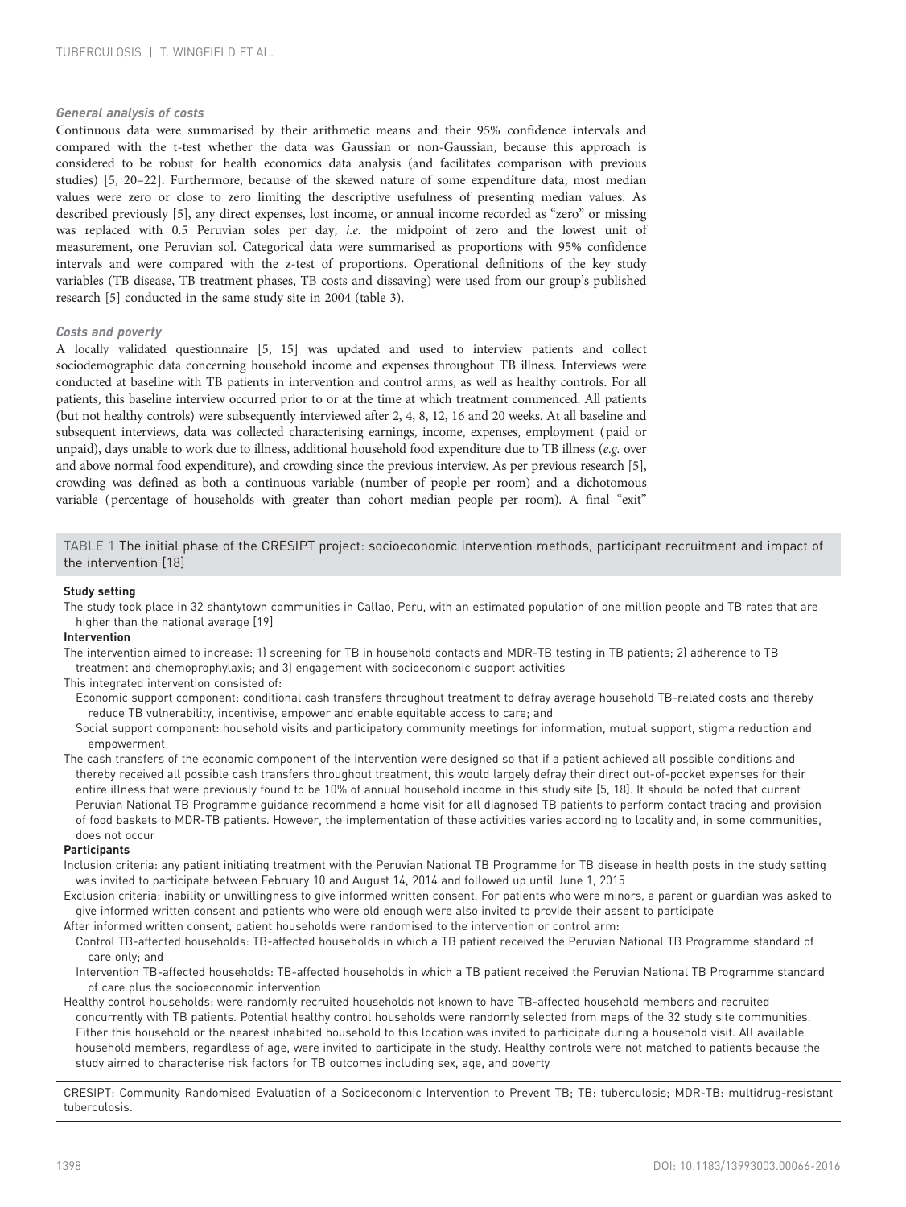#### *General analysis of costs*

Continuous data were summarised by their arithmetic means and their 95% confidence intervals and compared with the t-test whether the data was Gaussian or non-Gaussian, because this approach is considered to be robust for health economics data analysis (and facilitates comparison with previous studies) [5, 20–22]. Furthermore, because of the skewed nature of some expenditure data, most median values were zero or close to zero limiting the descriptive usefulness of presenting median values. As described previously [5], any direct expenses, lost income, or annual income recorded as "zero" or missing was replaced with 0.5 Peruvian soles per day, *i.e.* the midpoint of zero and the lowest unit of measurement, one Peruvian sol. Categorical data were summarised as proportions with 95% confidence intervals and were compared with the z-test of proportions. Operational definitions of the key study variables (TB disease, TB treatment phases, TB costs and dissaving) were used from our group's published research [5] conducted in the same study site in 2004 (table 3).

#### *Costs and poverty*

A locally validated questionnaire [5, 15] was updated and used to interview patients and collect sociodemographic data concerning household income and expenses throughout TB illness. Interviews were conducted at baseline with TB patients in intervention and control arms, as well as healthy controls. For all patients, this baseline interview occurred prior to or at the time at which treatment commenced. All patients (but not healthy controls) were subsequently interviewed after 2, 4, 8, 12, 16 and 20 weeks. At all baseline and subsequent interviews, data was collected characterising earnings, income, expenses, employment (paid or unpaid), days unable to work due to illness, additional household food expenditure due to TB illness (*e.g.* over and above normal food expenditure), and crowding since the previous interview. As per previous research [5], crowding was defined as both a continuous variable (number of people per room) and a dichotomous variable (percentage of households with greater than cohort median people per room). A final "exit"

TABLE 1 The initial phase of the CRESIPT project: socioeconomic intervention methods, participant recruitment and impact of the intervention [18]

**Study setting**

The study took place in 32 shantytown communities in Callao, Peru, with an estimated population of one million people and TB rates that are higher than the national average [19]

**Intervention**

The intervention aimed to increase: 1) screening for TB in household contacts and MDR-TB testing in TB patients; 2) adherence to TB treatment and chemoprophylaxis; and 3) engagement with socioeconomic support activities

This integrated intervention consisted of:

- Economic support component: conditional cash transfers throughout treatment to defray average household TB-related costs and thereby reduce TB vulnerability, incentivise, empower and enable equitable access to care; and
- Social support component: household visits and participatory community meetings for information, mutual support, stigma reduction and empowerment

The cash transfers of the economic component of the intervention were designed so that if a patient achieved all possible conditions and thereby received all possible cash transfers throughout treatment, this would largely defray their direct out-of-pocket expenses for their entire illness that were previously found to be 10% of annual household income in this study site [5, 18]. It should be noted that current Peruvian National TB Programme guidance recommend a home visit for all diagnosed TB patients to perform contact tracing and provision of food baskets to MDR-TB patients. However, the implementation of these activities varies according to locality and, in some communities, does not occur

**Participants**

Inclusion criteria: any patient initiating treatment with the Peruvian National TB Programme for TB disease in health posts in the study setting was invited to participate between February 10 and August 14, 2014 and followed up until June 1, 2015

Exclusion criteria: inability or unwillingness to give informed written consent. For patients who were minors, a parent or guardian was asked to give informed written consent and patients who were old enough were also invited to provide their assent to participate

After informed written consent, patient households were randomised to the intervention or control arm:

- Control TB-affected households: TB-affected households in which a TB patient received the Peruvian National TB Programme standard of care only; and
- Intervention TB-affected households: TB-affected households in which a TB patient received the Peruvian National TB Programme standard of care plus the socioeconomic intervention

Healthy control households: were randomly recruited households not known to have TB-affected household members and recruited concurrently with TB patients. Potential healthy control households were randomly selected from maps of the 32 study site communities. Either this household or the nearest inhabited household to this location was invited to participate during a household visit. All available household members, regardless of age, were invited to participate in the study. Healthy controls were not matched to patients because the study aimed to characterise risk factors for TB outcomes including sex, age, and poverty

CRESIPT: Community Randomised Evaluation of a Socioeconomic Intervention to Prevent TB; TB: tuberculosis; MDR-TB: multidrug-resistant tuberculosis.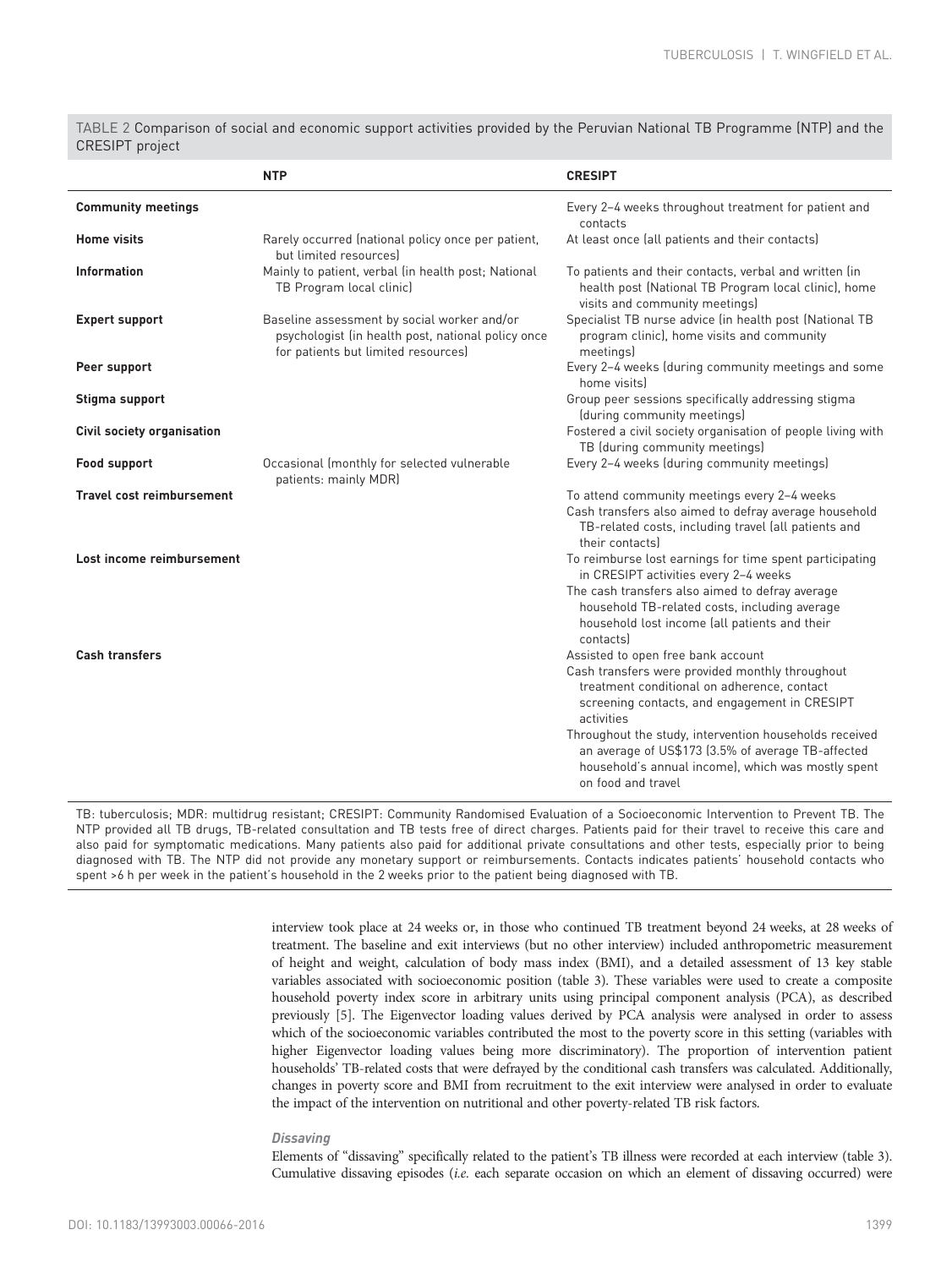TABLE 2 Comparison of social and economic support activities provided by the Peruvian National TB Programme (NTP) and the CRESIPT project

| | NTP | CRESIPT |
|---|---|---|
| **Community meetings** | | Every 2–4 weeks throughout treatment for patient and contacts |
| **Home visits** | Rarely occurred (national policy once per patient, but limited resources) | At least once (all patients and their contacts) |
| **Information** | Mainly to patient, verbal (in health post; National TB Program local clinic) | To patients and their contacts, verbal and written (in health post (National TB Program local clinic), home visits and community meetings) |
| **Expert support** | Baseline assessment by social worker and/or psychologist (in health post, national policy once for patients but limited resources) | Specialist TB nurse advice (in health post (National TB program clinic), home visits and community meetings) |
| **Peer support** | | Every 2–4 weeks (during community meetings and some home visits) |
| **Stigma support** | | Group peer sessions specifically addressing stigma (during community meetings) |
| **Civil society organisation** | | Fostered a civil society organisation of people living with TB (during community meetings) |
| **Food support** | Occasional (monthly for selected vulnerable patients: mainly MDR) | Every 2–4 weeks (during community meetings) |
| **Travel cost reimbursement** | | To attend community meetings every 2–4 weeks<br>Cash transfers also aimed to defray average household TB-related costs, including travel (all patients and their contacts) |
| **Lost income reimbursement** | | To reimburse lost earnings for time spent participating in CRESIPT activities every 2–4 weeks<br>The cash transfers also aimed to defray average household TB-related costs, including average household lost income (all patients and their contacts) |
| **Cash transfers** | | Assisted to open free bank account<br>Cash transfers were provided monthly throughout treatment conditional on adherence, contact screening contacts, and engagement in CRESIPT activities<br>Throughout the study, intervention households received an average of US$173 (3.5% of average TB-affected household's annual income), which was mostly spent on food and travel |

TB: tuberculosis; MDR: multidrug resistant; CRESIPT: Community Randomised Evaluation of a Socioeconomic Intervention to Prevent TB. The NTP provided all TB drugs, TB-related consultation and TB tests free of direct charges. Patients paid for their travel to receive this care and also paid for symptomatic medications. Many patients also paid for additional private consultations and other tests, especially prior to being diagnosed with TB. The NTP did not provide any monetary support or reimbursements. Contacts indicates patients' household contacts who spent >6 h per week in the patient's household in the 2 weeks prior to the patient being diagnosed with TB.

interview took place at 24 weeks or, in those who continued TB treatment beyond 24 weeks, at 28 weeks of treatment. The baseline and exit interviews (but no other interview) included anthropometric measurement of height and weight, calculation of body mass index (BMI), and a detailed assessment of 13 key stable variables associated with socioeconomic position (table 3). These variables were used to create a composite household poverty index score in arbitrary units using principal component analysis (PCA), as described previously [5]. The Eigenvector loading values derived by PCA analysis were analysed in order to assess which of the socioeconomic variables contributed the most to the poverty score in this setting (variables with higher Eigenvector loading values being more discriminatory). The proportion of intervention patient households' TB-related costs that were defrayed by the conditional cash transfers was calculated. Additionally, changes in poverty score and BMI from recruitment to the exit interview were analysed in order to evaluate the impact of the intervention on nutritional and other poverty-related TB risk factors.

#### *Dissaving*

Elements of "dissaving" specifically related to the patient's TB illness were recorded at each interview (table 3). Cumulative dissaving episodes (*i.e.* each separate occasion on which an element of dissaving occurred) were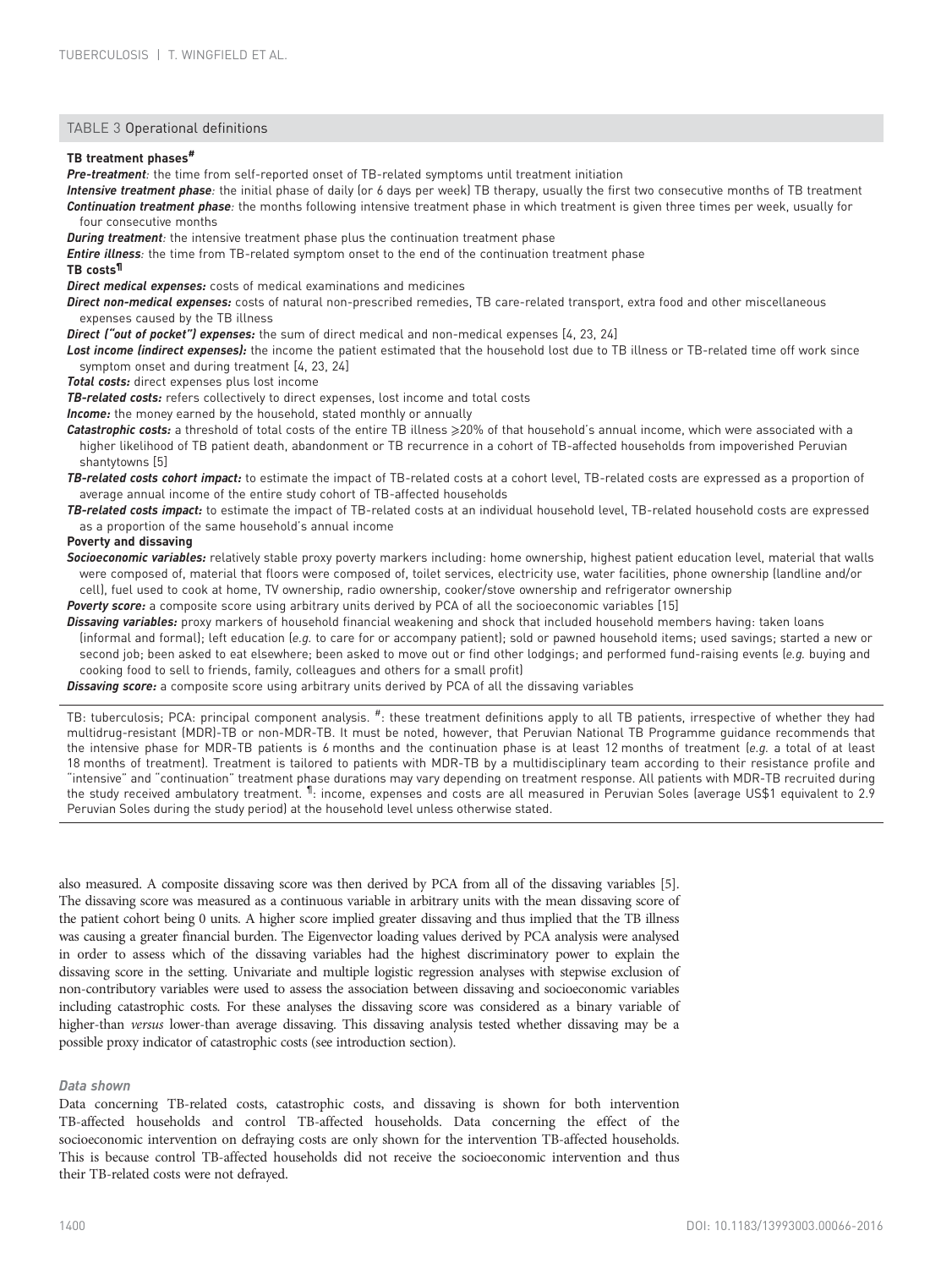TABLE 3 Operational definitions

**TB treatment phases[#]**

***Pre-treatment***: the time from self-reported onset of TB-related symptoms until treatment initiation

***Intensive treatment phase***: the initial phase of daily (or 6 days per week) TB therapy, usually the first two consecutive months of TB treatment

***Continuation treatment phase***: the months following intensive treatment phase in which treatment is given three times per week, usually for four consecutive months

***During treatment***: the intensive treatment phase plus the continuation treatment phase

***Entire illness***: the time from TB-related symptom onset to the end of the continuation treatment phase

**TB costs[¶]**

***Direct medical expenses:*** costs of medical examinations and medicines

***Direct non-medical expenses:*** costs of natural non-prescribed remedies, TB care-related transport, extra food and other miscellaneous expenses caused by the TB illness

***Direct ("out of pocket") expenses:*** the sum of direct medical and non-medical expenses [4, 23, 24]

***Lost income (indirect expenses):*** the income the patient estimated that the household lost due to TB illness or TB-related time off work since symptom onset and during treatment [4, 23, 24]

***Total costs:*** direct expenses plus lost income

***TB-related costs:*** refers collectively to direct expenses, lost income and total costs

***Income:*** the money earned by the household, stated monthly or annually

***Catastrophic costs:*** a threshold of total costs of the entire TB illness ⩾20% of that household's annual income, which were associated with a higher likelihood of TB patient death, abandonment or TB recurrence in a cohort of TB-affected households from impoverished Peruvian shantytowns [5]

***TB-related costs cohort impact:*** to estimate the impact of TB-related costs at a cohort level, TB-related costs are expressed as a proportion of average annual income of the entire study cohort of TB-affected households

***TB-related costs impact:*** to estimate the impact of TB-related costs at an individual household level, TB-related household costs are expressed as a proportion of the same household's annual income

**Poverty and dissaving**

***Socioeconomic variables:*** relatively stable proxy poverty markers including: home ownership, highest patient education level, material that walls were composed of, material that floors were composed of, toilet services, electricity use, water facilities, phone ownership (landline and/or cell), fuel used to cook at home, TV ownership, radio ownership, cooker/stove ownership and refrigerator ownership

***Poverty score:*** a composite score using arbitrary units derived by PCA of all the socioeconomic variables [15]

***Dissaving variables:*** proxy markers of household financial weakening and shock that included household members having: taken loans (informal and formal); left education (*e.g.* to care for or accompany patient); sold or pawned household items; used savings; started a new or second job; been asked to eat elsewhere; been asked to move out or find other lodgings; and performed fund-raising events (*e.g.* buying and cooking food to sell to friends, family, colleagues and others for a small profit)

***Dissaving score:*** a composite score using arbitrary units derived by PCA of all the dissaving variables

TB: tuberculosis; PCA: principal component analysis. [#]: these treatment definitions apply to all TB patients, irrespective of whether they had multidrug-resistant (MDR)-TB or non-MDR-TB. It must be noted, however, that Peruvian National TB Programme guidance recommends that the intensive phase for MDR-TB patients is 6 months and the continuation phase is at least 12 months of treatment (*e.g.* a total of at least 18 months of treatment). Treatment is tailored to patients with MDR-TB by a multidisciplinary team according to their resistance profile and "intensive" and "continuation" treatment phase durations may vary depending on treatment response. All patients with MDR-TB recruited during the study received ambulatory treatment. [¶]: income, expenses and costs are all measured in Peruvian Soles (average US$1 equivalent to 2.9 Peruvian Soles during the study period) at the household level unless otherwise stated.

also measured. A composite dissaving score was then derived by PCA from all of the dissaving variables [5]. The dissaving score was measured as a continuous variable in arbitrary units with the mean dissaving score of the patient cohort being 0 units. A higher score implied greater dissaving and thus implied that the TB illness was causing a greater financial burden. The Eigenvector loading values derived by PCA analysis were analysed in order to assess which of the dissaving variables had the highest discriminatory power to explain the dissaving score in the setting. Univariate and multiple logistic regression analyses with stepwise exclusion of non-contributory variables were used to assess the association between dissaving and socioeconomic variables including catastrophic costs. For these analyses the dissaving score was considered as a binary variable of higher-than *versus* lower-than average dissaving. This dissaving analysis tested whether dissaving may be a possible proxy indicator of catastrophic costs (see introduction section).

### *Data shown*

Data concerning TB-related costs, catastrophic costs, and dissaving is shown for both intervention TB-affected households and control TB-affected households. Data concerning the effect of the socioeconomic intervention on defraying costs are only shown for the intervention TB-affected households. This is because control TB-affected households did not receive the socioeconomic intervention and thus their TB-related costs were not defrayed.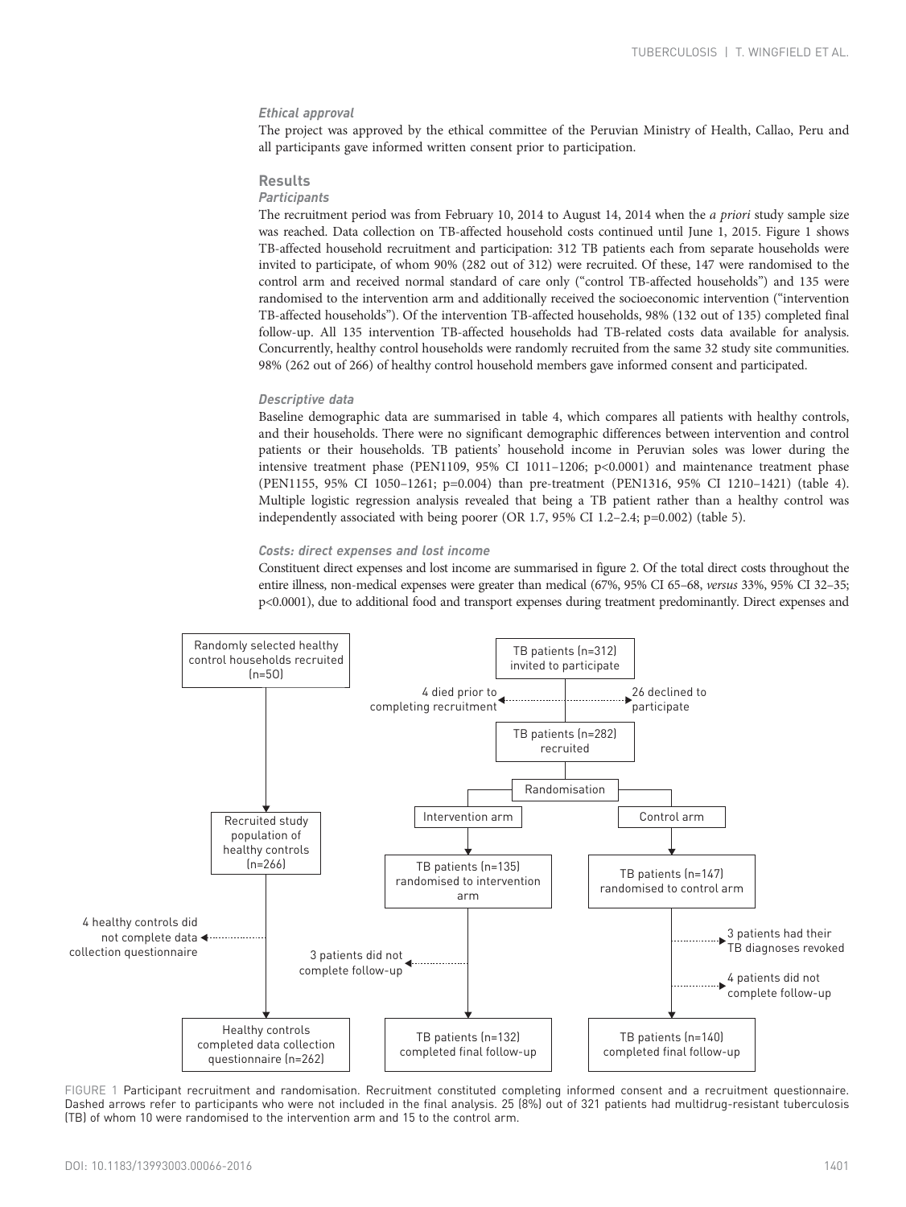#### *Ethical approval*

The project was approved by the ethical committee of the Peruvian Ministry of Health, Callao, Peru and all participants gave informed written consent prior to participation.

### Results

#### *Participants*

The recruitment period was from February 10, 2014 to August 14, 2014 when the *a priori* study sample size was reached. Data collection on TB-affected household costs continued until June 1, 2015. Figure 1 shows TB-affected household recruitment and participation: 312 TB patients each from separate households were invited to participate, of whom 90% (282 out of 312) were recruited. Of these, 147 were randomised to the control arm and received normal standard of care only ("control TB-affected households") and 135 were randomised to the intervention arm and additionally received the socioeconomic intervention ("intervention TB-affected households"). Of the intervention TB-affected households, 98% (132 out of 135) completed final follow-up. All 135 intervention TB-affected households had TB-related costs data available for analysis. Concurrently, healthy control households were randomly recruited from the same 32 study site communities. 98% (262 out of 266) of healthy control household members gave informed consent and participated.

#### *Descriptive data*

Baseline demographic data are summarised in table 4, which compares all patients with healthy controls, and their households. There were no significant demographic differences between intervention and control patients or their households. TB patients' household income in Peruvian soles was lower during the intensive treatment phase (PEN1109, 95% CI 1011–1206; p<0.0001) and maintenance treatment phase (PEN1155, 95% CI 1050–1261; p=0.004) than pre-treatment (PEN1316, 95% CI 1210–1421) (table 4). Multiple logistic regression analysis revealed that being a TB patient rather than a healthy control was independently associated with being poorer (OR 1.7, 95% CI 1.2–2.4; p=0.002) (table 5).

#### *Costs: direct expenses and lost income*

Constituent direct expenses and lost income are summarised in figure 2. Of the total direct costs throughout the entire illness, non-medical expenses were greater than medical (67%, 95% CI 65–68, *versus* 33%, 95% CI 32–35; p<0.0001), due to additional food and transport expenses during treatment predominantly. Direct expenses and

Randomly selected healthy control households recruited (n=50)

Recruited study population of healthy controls (n=266)

4 healthy controls did not complete data collection questionnaire

Healthy controls completed data collection questionnaire (n=262)

TB patients (n=312) invited to participate

4 died prior to completing recruitment

26 declined to participate

TB patients (n=282) recruited

Randomisation

Intervention arm

Control arm

TB patients (n=135) randomised to intervention arm

TB patients (n=147) randomised to control arm

3 patients did not complete follow-up

3 patients had their TB diagnoses revoked

4 patients did not complete follow-up

TB patients (n=132) completed final follow-up

TB patients (n=140) completed final follow-up

FIGURE 1 Participant recruitment and randomisation. Recruitment constituted completing informed consent and a recruitment questionnaire. Dashed arrows refer to participants who were not included in the final analysis. 25 (8%) out of 321 patients had multidrug-resistant tuberculosis (TB) of whom 10 were randomised to the intervention arm and 15 to the control arm.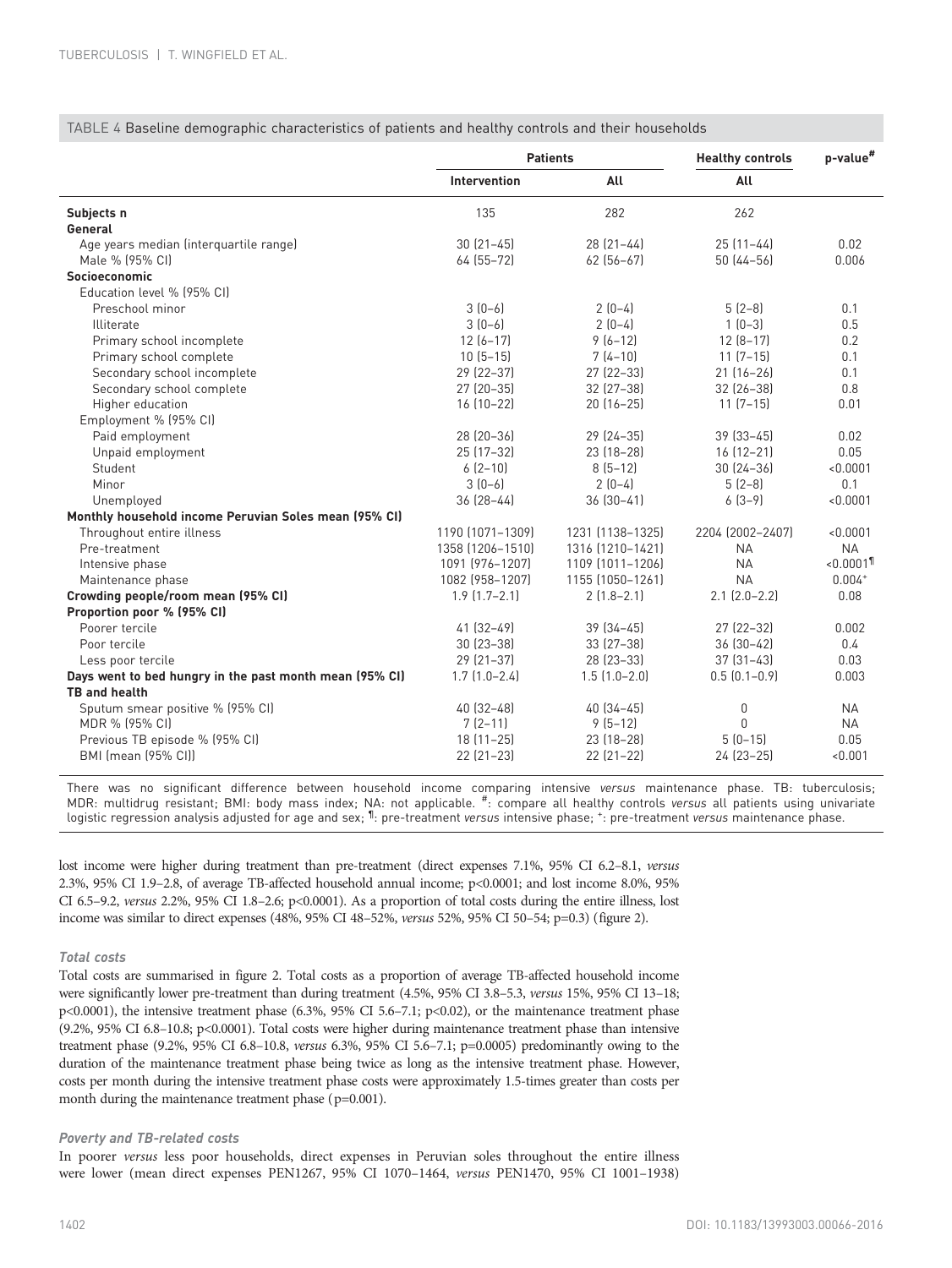TABLE 4 Baseline demographic characteristics of patients and healthy controls and their households

| | Patients | | Healthy controls | p-value# |
|---|---|---|---|---|
| | Intervention | All | All | |
| **Subjects n** | 135 | 282 | 262 | |
| **General** | | | | |
| Age years median (interquartile range) | 30 (21–45) | 28 (21–44) | 25 (11–44) | 0.02 |
| Male % (95% CI) | 64 (55–72) | 62 (56–67) | 50 (44–56) | 0.006 |
| **Socioeconomic** | | | | |
| Education level % (95% CI) | | | | |
| Preschool minor | 3 (0–6) | 2 (0–4) | 5 (2–8) | 0.1 |
| Illiterate | 3 (0–6) | 2 (0–4) | 1 (0–3) | 0.5 |
| Primary school incomplete | 12 (6–17) | 9 (6–12) | 12 (8–17) | 0.2 |
| Primary school complete | 10 (5–15) | 7 (4–10) | 11 (7–15) | 0.1 |
| Secondary school incomplete | 29 (22–37) | 27 (22–33) | 21 (16–26) | 0.1 |
| Secondary school complete | 27 (20–35) | 32 (27–38) | 32 (26–38) | 0.8 |
| Higher education | 16 (10–22) | 20 (16–25) | 11 (7–15) | 0.01 |
| Employment % (95% CI) | | | | |
| Paid employment | 28 (20–36) | 29 (24–35) | 39 (33–45) | 0.02 |
| Unpaid employment | 25 (17–32) | 23 (18–28) | 16 (12–21) | 0.05 |
| Student | 6 (2–10) | 8 (5–12) | 30 (24–36) | <0.0001 |
| Minor | 3 (0–6) | 2 (0–4) | 5 (2–8) | 0.1 |
| Unemployed | 36 (28–44) | 36 (30–41) | 6 (3–9) | <0.0001 |
| **Monthly household income Peruvian Soles mean (95% CI)** | | | | |
| Throughout entire illness | 1190 (1071–1309) | 1231 (1138–1325) | 2204 (2002–2407) | <0.0001 |
| Pre-treatment | 1358 (1206–1510) | 1316 (1210–1421) | NA | NA |
| Intensive phase | 1091 (976–1207) | 1109 (1011–1206) | NA | <0.0001¶ |
| Maintenance phase | 1082 (958–1207) | 1155 (1050–1261) | NA | 0.004+ |
| **Crowding people/room mean (95% CI)** | 1.9 (1.7–2.1) | 2 (1.8–2.1) | 2.1 (2.0–2.2) | 0.08 |
| **Proportion poor % (95% CI)** | | | | |
| Poorer tercile | 41 (32–49) | 39 (34–45) | 27 (22–32) | 0.002 |
| Poor tercile | 30 (23–38) | 33 (27–38) | 36 (30–42) | 0.4 |
| Less poor tercile | 29 (21–37) | 28 (23–33) | 37 (31–43) | 0.03 |
| **Days went to bed hungry in the past month mean (95% CI)** | 1.7 (1.0–2.4) | 1.5 (1.0–2.0) | 0.5 (0.1–0.9) | 0.003 |
| **TB and health** | | | | |
| Sputum smear positive % (95% CI) | 40 (32–48) | 40 (34–45) | 0 | NA |
| MDR % (95% CI) | 7 (2–11) | 9 (5–12) | 0 | NA |
| Previous TB episode % (95% CI) | 18 (11–25) | 23 (18–28) | 5 (0–15) | 0.05 |
| BMI (mean (95% CI)) | 22 (21–23) | 22 (21–22) | 24 (23–25) | <0.001 |

There was no significant difference between household income comparing intensive *versus* maintenance phase. TB: tuberculosis; MDR: multidrug resistant; BMI: body mass index; NA: not applicable. #: compare all healthy controls *versus* all patients using univariate logistic regression analysis adjusted for age and sex; ¶: pre-treatment *versus* intensive phase; +: pre-treatment *versus* maintenance phase.

lost income were higher during treatment than pre-treatment (direct expenses 7.1%, 95% CI 6.2–8.1, *versus* 2.3%, 95% CI 1.9–2.8, of average TB-affected household annual income; p<0.0001; and lost income 8.0%, 95% CI 6.5–9.2, *versus* 2.2%, 95% CI 1.8–2.6; p<0.0001). As a proportion of total costs during the entire illness, lost income was similar to direct expenses (48%, 95% CI 48–52%, *versus* 52%, 95% CI 50–54; p=0.3) (figure 2).

#### Total costs

Total costs are summarised in figure 2. Total costs as a proportion of average TB-affected household income were significantly lower pre-treatment than during treatment (4.5%, 95% CI 3.8–5.3, *versus* 15%, 95% CI 13–18; p<0.0001), the intensive treatment phase (6.3%, 95% CI 5.6–7.1; p<0.02), or the maintenance treatment phase (9.2%, 95% CI 6.8–10.8; p<0.0001). Total costs were higher during maintenance treatment phase than intensive treatment phase (9.2%, 95% CI 6.8–10.8, *versus* 6.3%, 95% CI 5.6–7.1; p=0.0005) predominantly owing to the duration of the maintenance treatment phase being twice as long as the intensive treatment phase. However, costs per month during the intensive treatment phase costs were approximately 1.5-times greater than costs per month during the maintenance treatment phase (p=0.001).

#### Poverty and TB-related costs

In poorer *versus* less poor households, direct expenses in Peruvian soles throughout the entire illness were lower (mean direct expenses PEN1267, 95% CI 1070–1464, *versus* PEN1470, 95% CI 1001–1938)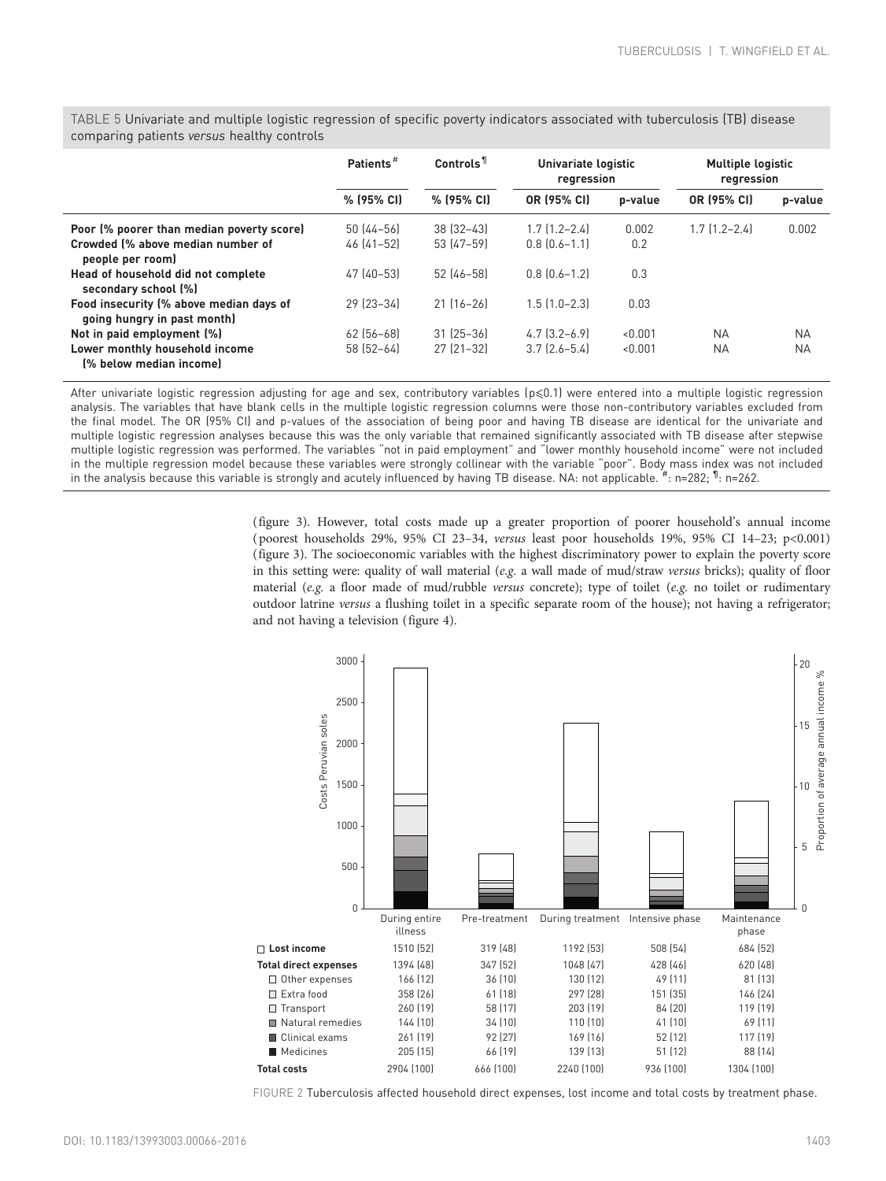TABLE 5 Univariate and multiple logistic regression of specific poverty indicators associated with tuberculosis (TB) disease comparing patients *versus* healthy controls

| | Patients[#] | Controls[¶] | Univariate logistic regression | | Multiple logistic regression | |
|---|---|---|---|---|---|---|
| | % (95% CI) | % (95% CI) | OR (95% CI) | p-value | OR (95% CI) | p-value |
| **Poor (% poorer than median poverty score)** | 50 (44–56) | 38 (32–43) | 1.7 (1.2–2.4) | 0.002 | 1.7 (1.2–2.4) | 0.002 |
| **Crowded (% above median number of people per room)** | 46 (41–52) | 53 (47–59) | 0.8 (0.6–1.1) | 0.2 | | |
| **Head of household did not complete secondary school (%)** | 47 (40–53) | 52 (46–58) | 0.8 (0.6–1.2) | 0.3 | | |
| **Food insecurity (% above median days of going hungry in past month)** | 29 (23–34) | 21 (16–26) | 1.5 (1.0–2.3) | 0.03 | | |
| **Not in paid employment (%)** | 62 (56–68) | 31 (25–36) | 4.7 (3.2–6.9) | <0.001 | NA | NA |
| **Lower monthly household income (% below median income)** | 58 (52–64) | 27 (21–32) | 3.7 (2.6–5.4) | <0.001 | NA | NA |

After univariate logistic regression adjusting for age and sex, contributory variables ($p \leq 0.1$) were entered into a multiple logistic regression analysis. The variables that have blank cells in the multiple logistic regression columns were those non-contributory variables excluded from the final model. The OR (95% CI) and p-values of the association of being poor and having TB disease are identical for the univariate and multiple logistic regression analyses because this was the only variable that remained significantly associated with TB disease after stepwise multiple logistic regression was performed. The variables "not in paid employment" and "lower monthly household income" were not included in the multiple regression model because these variables were strongly collinear with the variable "poor". Body mass index was not included in the analysis because this variable is strongly and acutely influenced by having TB disease. NA: not applicable. [#]: n=282; [¶]: n=262.

(figure 3). However, total costs made up a greater proportion of poorer household's annual income (poorest households 29%, 95% CI 23–34, *versus* least poor households 19%, 95% CI 14–23; $p<0.001$) (figure 3). The socioeconomic variables with the highest discriminatory power to explain the poverty score in this setting were: quality of wall material (*e.g.* a wall made of mud/straw *versus* bricks); quality of floor material (*e.g.* a floor made of mud/rubble *versus* concrete); type of toilet (*e.g.* no toilet or rudimentary outdoor latrine *versus* a flushing toilet in a specific separate room of the house); not having a refrigerator; and not having a television (figure 4).

| | During entire illness | Pre-treatment | During treatment | Intensive phase | Maintenance phase |
|---|---|---|---|---|---|
| **Lost income** | 1510 (52) | 319 (48) | 1192 (53) | 508 (54) | 684 (52) |
| **Total direct expenses** | 1394 (48) | 347 (52) | 1048 (47) | 428 (46) | 620 (48) |
| Other expenses | 166 (12) | 36 (10) | 130 (12) | 49 (11) | 81 (13) |
| Extra food | 358 (26) | 61 (18) | 297 (28) | 151 (35) | 146 (24) |
| Transport | 260 (19) | 58 (17) | 203 (19) | 84 (20) | 119 (19) |
| Natural remedies | 144 (10) | 34 (10) | 110 (10) | 41 (10) | 69 (11) |
| Clinical exams | 261 (19) | 92 (27) | 169 (16) | 52 (12) | 117 (19) |
| Medicines | 205 (15) | 66 (19) | 139 (13) | 51 (12) | 88 (14) |
| **Total costs** | 2904 (100) | 666 (100) | 2240 (100) | 936 (100) | 1304 (100) |

FIGURE 2 Tuberculosis affected household direct expenses, lost income and total costs by treatment phase.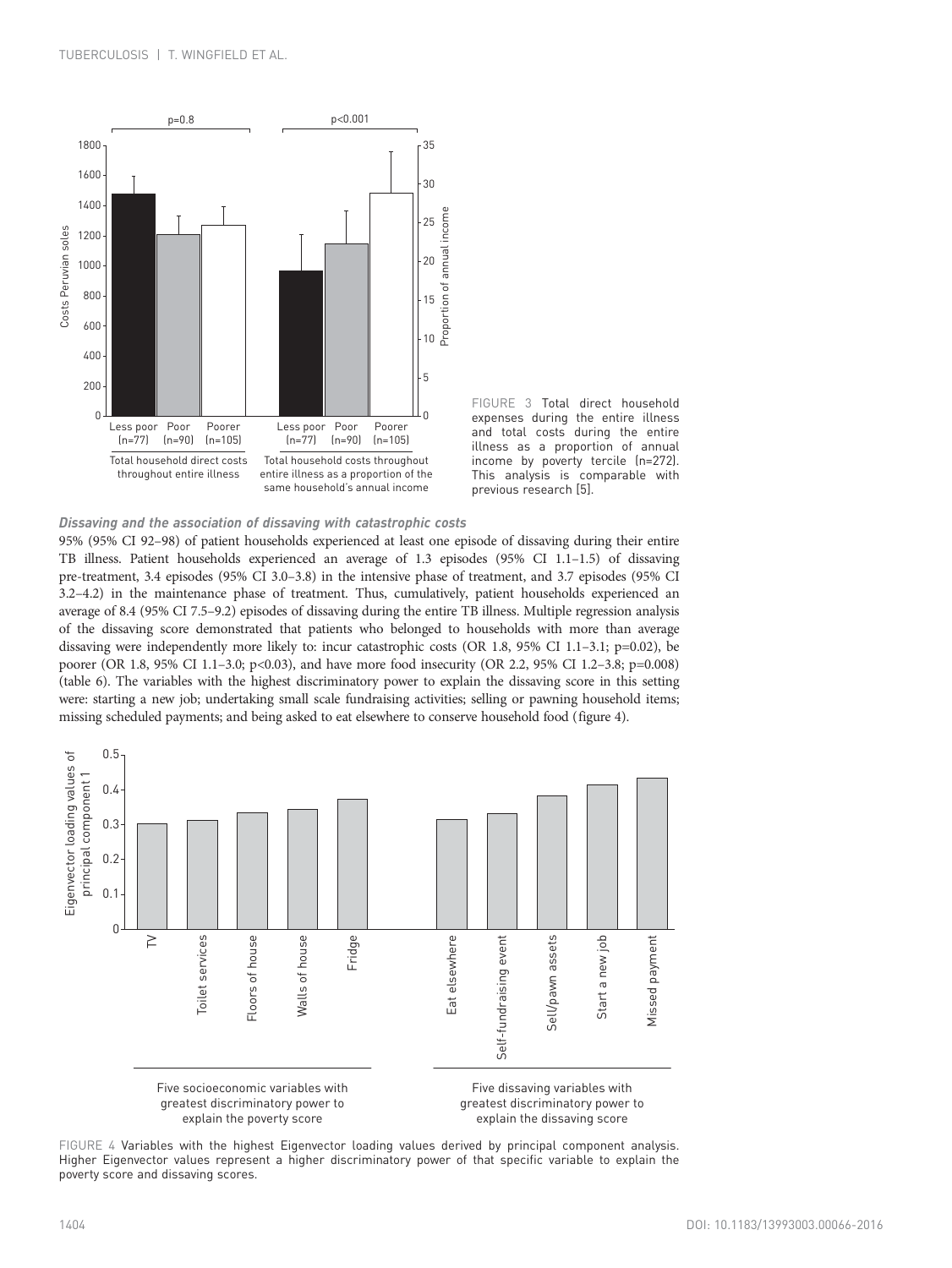FIGURE 3 Total direct household expenses during the entire illness and total costs during the entire illness as a proportion of annual income by poverty tercile (n=272). This analysis is comparable with previous research [5].

### *Dissaving and the association of dissaving with catastrophic costs*

95% (95% CI 92–98) of patient households experienced at least one episode of dissaving during their entire TB illness. Patient households experienced an average of 1.3 episodes (95% CI 1.1–1.5) of dissaving pre-treatment, 3.4 episodes (95% CI 3.0–3.8) in the intensive phase of treatment, and 3.7 episodes (95% CI 3.2–4.2) in the maintenance phase of treatment. Thus, cumulatively, patient households experienced an average of 8.4 (95% CI 7.5–9.2) episodes of dissaving during the entire TB illness. Multiple regression analysis of the dissaving score demonstrated that patients who belonged to households with more than average dissaving were independently more likely to: incur catastrophic costs (OR 1.8, 95% CI 1.1–3.1; p=0.02), be poorer (OR 1.8, 95% CI 1.1–3.0; p<0.03), and have more food insecurity (OR 2.2, 95% CI 1.2–3.8; p=0.008) (table 6). The variables with the highest discriminatory power to explain the dissaving score in this setting were: starting a new job; undertaking small scale fundraising activities; selling or pawning household items; missing scheduled payments; and being asked to eat elsewhere to conserve household food (figure 4).

FIGURE 4 Variables with the highest Eigenvector loading values derived by principal component analysis. Higher Eigenvector values represent a higher discriminatory power of that specific variable to explain the poverty score and dissaving scores.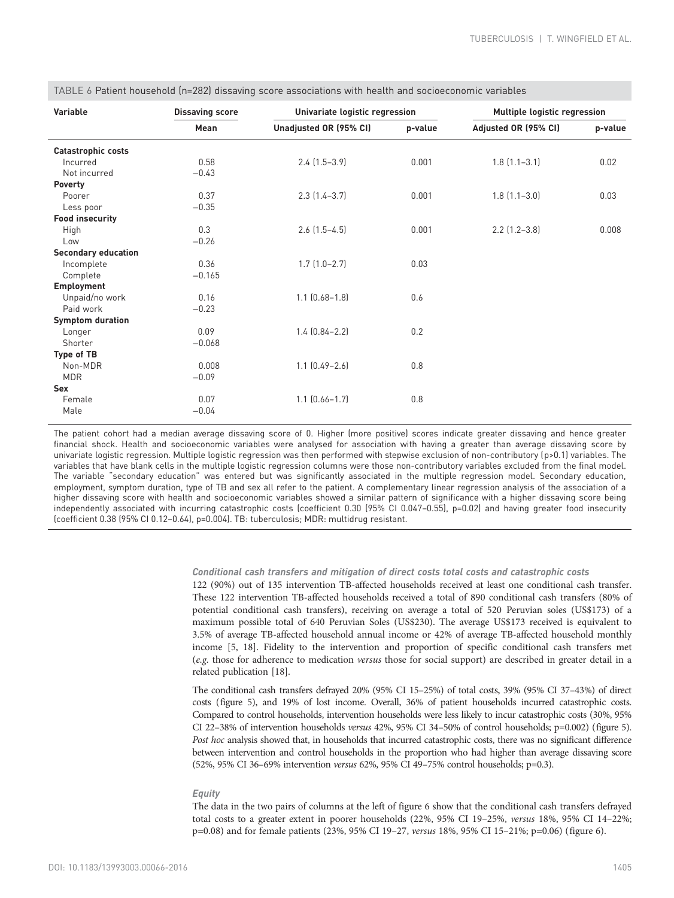TABLE 6 Patient household (n=282) dissaving score associations with health and socioeconomic variables

| Variable | Dissaving score | Univariate logistic regression | | Multiple logistic regression | |
|---|---|---|---|---|---|
| | Mean | Unadjusted OR (95% CI) | p-value | Adjusted OR (95% CI) | p-value |
| **Catastrophic costs** | | | | | |
| Incurred | 0.58 | 2.4 (1.5–3.9) | 0.001 | 1.8 (1.1–3.1) | 0.02 |
| Not incurred | −0.43 | | | | |
| **Poverty** | | | | | |
| Poorer | 0.37 | 2.3 (1.4–3.7) | 0.001 | 1.8 (1.1–3.0) | 0.03 |
| Less poor | −0.35 | | | | |
| **Food insecurity** | | | | | |
| High | 0.3 | 2.6 (1.5–4.5) | 0.001 | 2.2 (1.2–3.8) | 0.008 |
| Low | −0.26 | | | | |
| **Secondary education** | | | | | |
| Incomplete | 0.36 | 1.7 (1.0–2.7) | 0.03 | | |
| Complete | −0.165 | | | | |
| **Employment** | | | | | |
| Unpaid/no work | 0.16 | 1.1 (0.68–1.8) | 0.6 | | |
| Paid work | −0.23 | | | | |
| **Symptom duration** | | | | | |
| Longer | 0.09 | 1.4 (0.84–2.2) | 0.2 | | |
| Shorter | −0.068 | | | | |
| **Type of TB** | | | | | |
| Non-MDR | 0.008 | 1.1 (0.49–2.6) | 0.8 | | |
| MDR | −0.09 | | | | |
| **Sex** | | | | | |
| Female | 0.07 | 1.1 (0.66–1.7) | 0.8 | | |
| Male | −0.04 | | | | |

The patient cohort had a median average dissaving score of 0. Higher (more positive) scores indicate greater dissaving and hence greater financial shock. Health and socioeconomic variables were analysed for association with having a greater than average dissaving score by univariate logistic regression. Multiple logistic regression was then performed with stepwise exclusion of non-contributory (p>0.1) variables. The variables that have blank cells in the multiple logistic regression columns were those non-contributory variables excluded from the final model. The variable "secondary education" was entered but was significantly associated in the multiple regression model. Secondary education, employment, symptom duration, type of TB and sex all refer to the patient. A complementary linear regression analysis of the association of a higher dissaving score with health and socioeconomic variables showed a similar pattern of significance with a higher dissaving score being independently associated with incurring catastrophic costs (coefficient 0.30 (95% CI 0.047–0.55), p=0.02) and having greater food insecurity (coefficient 0.38 (95% CI 0.12–0.64), p=0.004). TB: tuberculosis; MDR: multidrug resistant.

#### *Conditional cash transfers and mitigation of direct costs total costs and catastrophic costs*

122 (90%) out of 135 intervention TB-affected households received at least one conditional cash transfer. These 122 intervention TB-affected households received a total of 890 conditional cash transfers (80% of potential conditional cash transfers), receiving on average a total of 520 Peruvian soles (US$173) of a maximum possible total of 640 Peruvian Soles (US$230). The average US$173 received is equivalent to 3.5% of average TB-affected household annual income or 42% of average TB-affected household monthly income [5, 18]. Fidelity to the intervention and proportion of specific conditional cash transfers met (*e.g.* those for adherence to medication *versus* those for social support) are described in greater detail in a related publication [18].

The conditional cash transfers defrayed 20% (95% CI 15–25%) of total costs, 39% (95% CI 37–43%) of direct costs (figure 5), and 19% of lost income. Overall, 36% of patient households incurred catastrophic costs. Compared to control households, intervention households were less likely to incur catastrophic costs (30%, 95% CI 22–38% of intervention households *versus* 42%, 95% CI 34–50% of control households; p=0.002) (figure 5). *Post hoc* analysis showed that, in households that incurred catastrophic costs, there was no significant difference between intervention and control households in the proportion who had higher than average dissaving score (52%, 95% CI 36–69% intervention *versus* 62%, 95% CI 49–75% control households; p=0.3).

#### *Equity*

The data in the two pairs of columns at the left of figure 6 show that the conditional cash transfers defrayed total costs to a greater extent in poorer households (22%, 95% CI 19–25%, *versus* 18%, 95% CI 14–22%; p=0.08) and for female patients (23%, 95% CI 19–27, *versus* 18%, 95% CI 15–21%; p=0.06) (figure 6).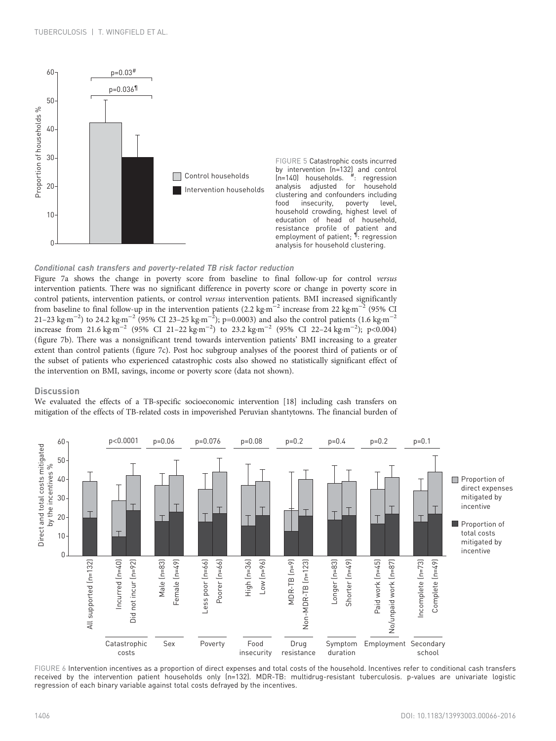FIGURE 5 Catastrophic costs incurred by intervention (n=132) and control (n=140) households. #: regression analysis adjusted for household clustering and confounders including food insecurity, poverty level, household crowding, highest level of education of head of household, resistance profile of patient and employment of patient; ¶: regression analysis for household clustering.

### *Conditional cash transfers and poverty-related TB risk factor reduction*

Figure 7a shows the change in poverty score from baseline to final follow-up for control *versus* intervention patients. There was no significant difference in poverty score or change in poverty score in control patients, intervention patients, or control *versus* intervention patients. BMI increased significantly from baseline to final follow-up in the intervention patients (2.2 $kg \cdot m^{-2}$ increase from 22 $kg \cdot m^{-2}$ (95% CI 21–23 $kg \cdot m^{-2}$) to 24.2 $kg \cdot m^{-2}$ (95% CI 23–25 $kg \cdot m^{-2}$); p=0.0003) and also the control patients (1.6 $kg \cdot m^{-2}$ increase from 21.6 $kg \cdot m^{-2}$ (95% CI 21–22 $kg \cdot m^{-2}$) to 23.2 $kg \cdot m^{-2}$ (95% CI 22–24 $kg \cdot m^{-2}$); p<0.004) (figure 7b). There was a nonsignificant trend towards intervention patients' BMI increasing to a greater extent than control patients (figure 7c). Post hoc subgroup analyses of the poorest third of patients or of the subset of patients who experienced catastrophic costs also showed no statistically significant effect of the intervention on BMI, savings, income or poverty score (data not shown).

## Discussion

We evaluated the effects of a TB-specific socioeconomic intervention [18] including cash transfers on mitigation of the effects of TB-related costs in impoverished Peruvian shantytowns. The financial burden of

FIGURE 6 Intervention incentives as a proportion of direct expenses and total costs of the household. Incentives refer to conditional cash transfers received by the intervention patient households only (n=132). MDR-TB: multidrug-resistant tuberculosis. p-values are univariate logistic regression of each binary variable against total costs defrayed by the incentives.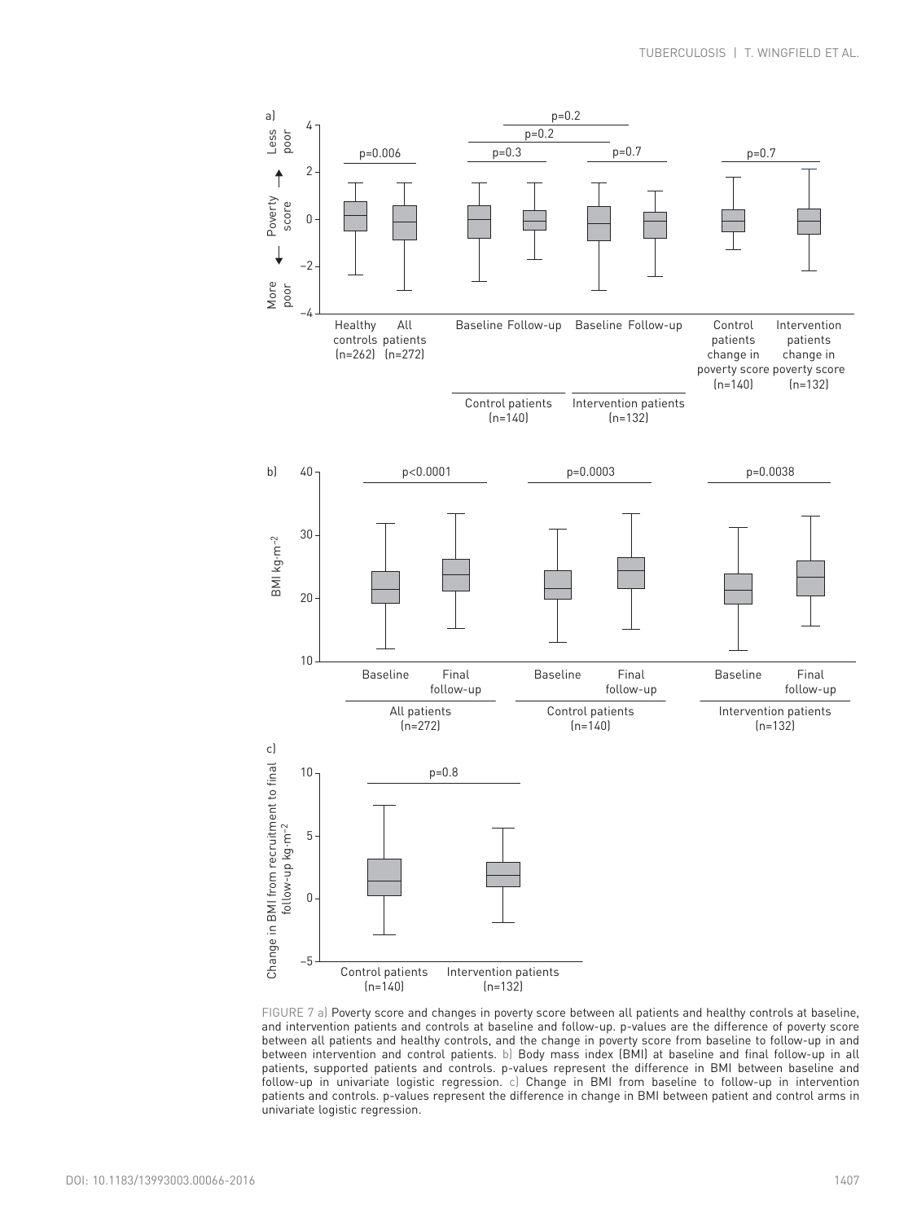FIGURE 7 a) Poverty score and changes in poverty score between all patients and healthy controls at baseline, and intervention patients and controls at baseline and follow-up. p-values are the difference of poverty score between all patients and healthy controls, and the change in poverty score from baseline to follow-up in and between intervention and control patients. b) Body mass index (BMI) at baseline and final follow-up in all patients, supported patients and controls. p-values represent the difference in BMI between baseline and follow-up in univariate logistic regression. c) Change in BMI from baseline to follow-up in intervention patients and controls. p-values represent the difference in change in BMI between patient and control arms in univariate logistic regression.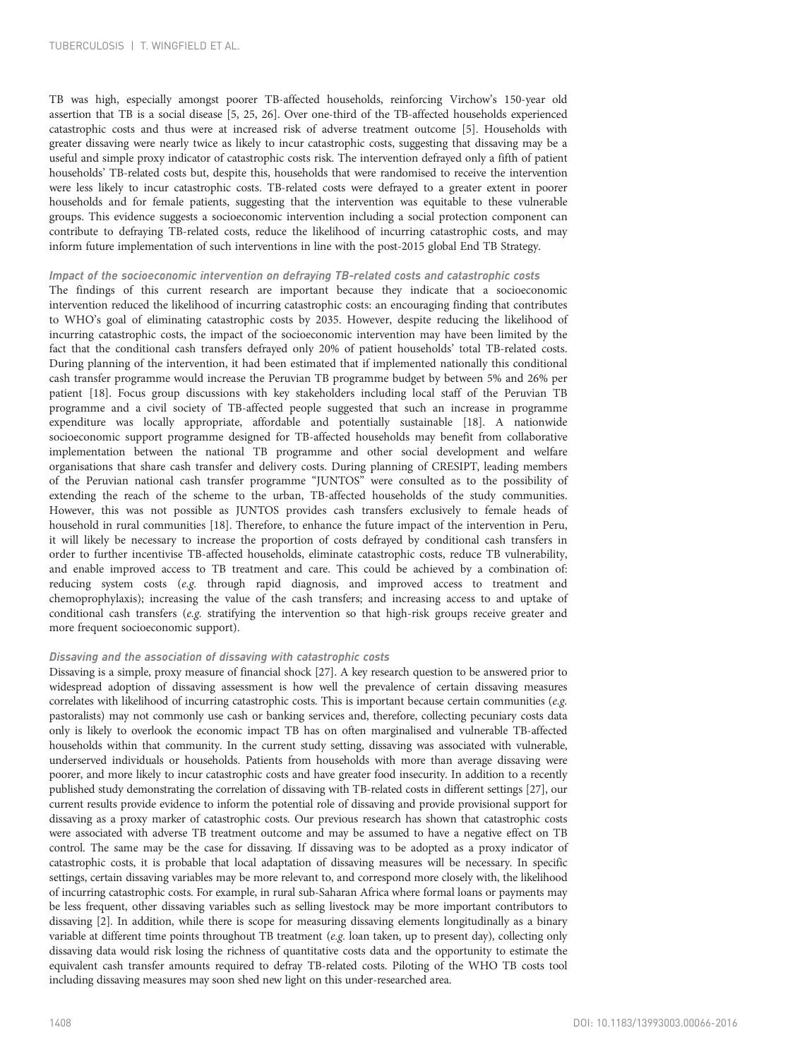TB was high, especially amongst poorer TB-affected households, reinforcing Virchow's 150-year old assertion that TB is a social disease [5, 25, 26]. Over one-third of the TB-affected households experienced catastrophic costs and thus were at increased risk of adverse treatment outcome [5]. Households with greater dissaving were nearly twice as likely to incur catastrophic costs, suggesting that dissaving may be a useful and simple proxy indicator of catastrophic costs risk. The intervention defrayed only a fifth of patient households' TB-related costs but, despite this, households that were randomised to receive the intervention were less likely to incur catastrophic costs. TB-related costs were defrayed to a greater extent in poorer households and for female patients, suggesting that the intervention was equitable to these vulnerable groups. This evidence suggests a socioeconomic intervention including a social protection component can contribute to defraying TB-related costs, reduce the likelihood of incurring catastrophic costs, and may inform future implementation of such interventions in line with the post-2015 global End TB Strategy.

#### *Impact of the socioeconomic intervention on defraying TB-related costs and catastrophic costs*

The findings of this current research are important because they indicate that a socioeconomic intervention reduced the likelihood of incurring catastrophic costs: an encouraging finding that contributes to WHO's goal of eliminating catastrophic costs by 2035. However, despite reducing the likelihood of incurring catastrophic costs, the impact of the socioeconomic intervention may have been limited by the fact that the conditional cash transfers defrayed only 20% of patient households' total TB-related costs. During planning of the intervention, it had been estimated that if implemented nationally this conditional cash transfer programme would increase the Peruvian TB programme budget by between 5% and 26% per patient [18]. Focus group discussions with key stakeholders including local staff of the Peruvian TB programme and a civil society of TB-affected people suggested that such an increase in programme expenditure was locally appropriate, affordable and potentially sustainable [18]. A nationwide socioeconomic support programme designed for TB-affected households may benefit from collaborative implementation between the national TB programme and other social development and welfare organisations that share cash transfer and delivery costs. During planning of CRESIPT, leading members of the Peruvian national cash transfer programme "JUNTOS" were consulted as to the possibility of extending the reach of the scheme to the urban, TB-affected households of the study communities. However, this was not possible as JUNTOS provides cash transfers exclusively to female heads of household in rural communities [18]. Therefore, to enhance the future impact of the intervention in Peru, it will likely be necessary to increase the proportion of costs defrayed by conditional cash transfers in order to further incentivise TB-affected households, eliminate catastrophic costs, reduce TB vulnerability, and enable improved access to TB treatment and care. This could be achieved by a combination of: reducing system costs (*e.g.* through rapid diagnosis, and improved access to treatment and chemoprophylaxis); increasing the value of the cash transfers; and increasing access to and uptake of conditional cash transfers (*e.g.* stratifying the intervention so that high-risk groups receive greater and more frequent socioeconomic support).

#### *Dissaving and the association of dissaving with catastrophic costs*

Dissaving is a simple, proxy measure of financial shock [27]. A key research question to be answered prior to widespread adoption of dissaving assessment is how well the prevalence of certain dissaving measures correlates with likelihood of incurring catastrophic costs. This is important because certain communities (*e.g.* pastoralists) may not commonly use cash or banking services and, therefore, collecting pecuniary costs data only is likely to overlook the economic impact TB has on often marginalised and vulnerable TB-affected households within that community. In the current study setting, dissaving was associated with vulnerable, underserved individuals or households. Patients from households with more than average dissaving were poorer, and more likely to incur catastrophic costs and have greater food insecurity. In addition to a recently published study demonstrating the correlation of dissaving with TB-related costs in different settings [27], our current results provide evidence to inform the potential role of dissaving and provide provisional support for dissaving as a proxy marker of catastrophic costs. Our previous research has shown that catastrophic costs were associated with adverse TB treatment outcome and may be assumed to have a negative effect on TB control. The same may be the case for dissaving. If dissaving was to be adopted as a proxy indicator of catastrophic costs, it is probable that local adaptation of dissaving measures will be necessary. In specific settings, certain dissaving variables may be more relevant to, and correspond more closely with, the likelihood of incurring catastrophic costs. For example, in rural sub-Saharan Africa where formal loans or payments may be less frequent, other dissaving variables such as selling livestock may be more important contributors to dissaving [2]. In addition, while there is scope for measuring dissaving elements longitudinally as a binary variable at different time points throughout TB treatment (*e.g.* loan taken, up to present day), collecting only dissaving data would risk losing the richness of quantitative costs data and the opportunity to estimate the equivalent cash transfer amounts required to defray TB-related costs. Piloting of the WHO TB costs tool including dissaving measures may soon shed new light on this under-researched area.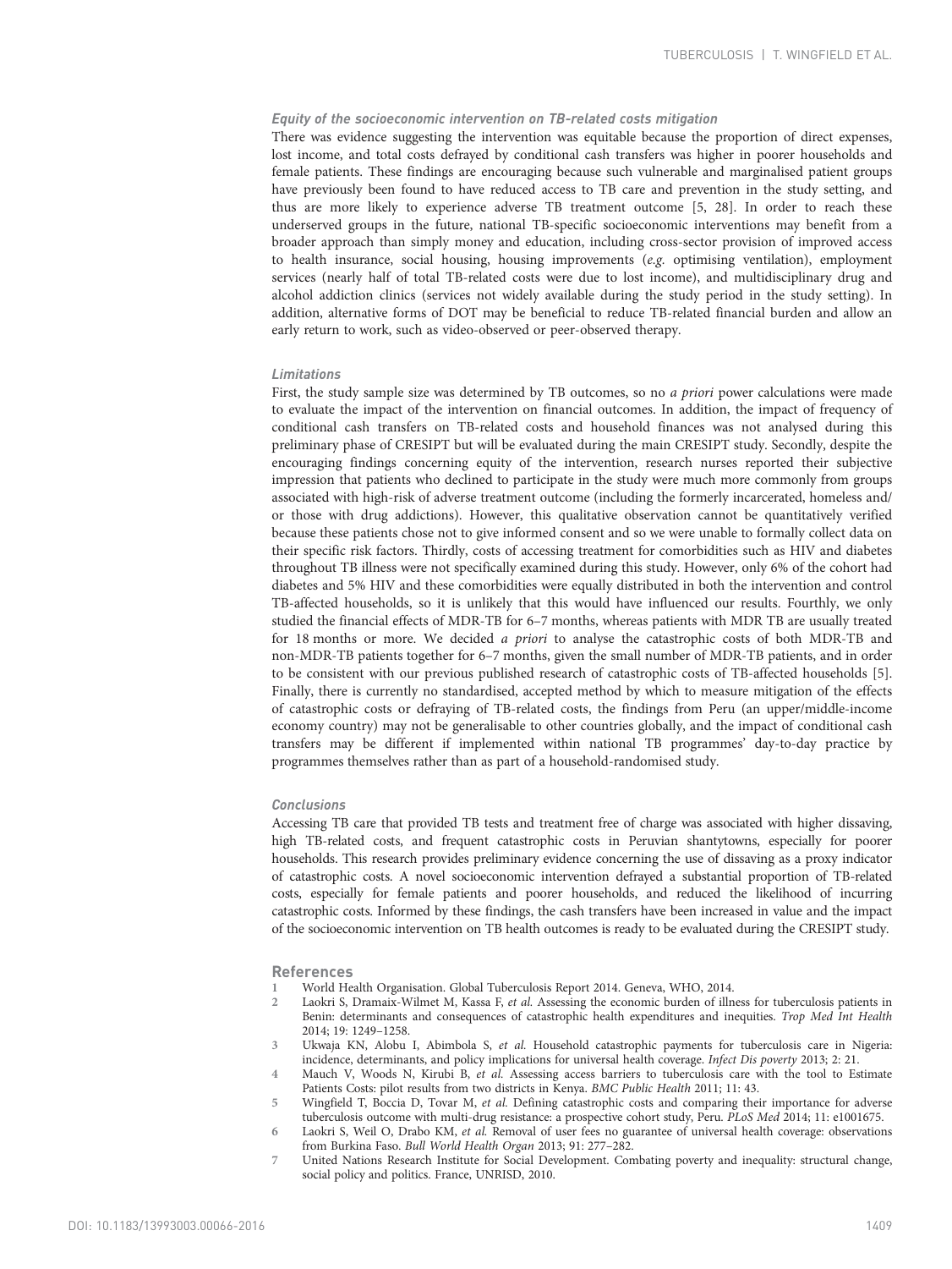### *Equity of the socioeconomic intervention on TB-related costs mitigation*

There was evidence suggesting the intervention was equitable because the proportion of direct expenses, lost income, and total costs defrayed by conditional cash transfers was higher in poorer households and female patients. These findings are encouraging because such vulnerable and marginalised patient groups have previously been found to have reduced access to TB care and prevention in the study setting, and thus are more likely to experience adverse TB treatment outcome [5, 28]. In order to reach these underserved groups in the future, national TB-specific socioeconomic interventions may benefit from a broader approach than simply money and education, including cross-sector provision of improved access to health insurance, social housing, housing improvements (*e.g.* optimising ventilation), employment services (nearly half of total TB-related costs were due to lost income), and multidisciplinary drug and alcohol addiction clinics (services not widely available during the study period in the study setting). In addition, alternative forms of DOT may be beneficial to reduce TB-related financial burden and allow an early return to work, such as video-observed or peer-observed therapy.

### *Limitations*

First, the study sample size was determined by TB outcomes, so no *a priori* power calculations were made to evaluate the impact of the intervention on financial outcomes. In addition, the impact of frequency of conditional cash transfers on TB-related costs and household finances was not analysed during this preliminary phase of CRESIPT but will be evaluated during the main CRESIPT study. Secondly, despite the encouraging findings concerning equity of the intervention, research nurses reported their subjective impression that patients who declined to participate in the study were much more commonly from groups associated with high-risk of adverse treatment outcome (including the formerly incarcerated, homeless and/or those with drug addictions). However, this qualitative observation cannot be quantitatively verified because these patients chose not to give informed consent and so we were unable to formally collect data on their specific risk factors. Thirdly, costs of accessing treatment for comorbidities such as HIV and diabetes throughout TB illness were not specifically examined during this study. However, only 6% of the cohort had diabetes and 5% HIV and these comorbidities were equally distributed in both the intervention and control TB-affected households, so it is unlikely that this would have influenced our results. Fourthly, we only studied the financial effects of MDR-TB for 6–7 months, whereas patients with MDR TB are usually treated for 18 months or more. We decided *a priori* to analyse the catastrophic costs of both MDR-TB and non-MDR-TB patients together for 6–7 months, given the small number of MDR-TB patients, and in order to be consistent with our previous published research of catastrophic costs of TB-affected households [5]. Finally, there is currently no standardised, accepted method by which to measure mitigation of the effects of catastrophic costs or defraying of TB-related costs, the findings from Peru (an upper/middle-income economy country) may not be generalisable to other countries globally, and the impact of conditional cash transfers may be different if implemented within national TB programmes' day-to-day practice by programmes themselves rather than as part of a household-randomised study.

### *Conclusions*

Accessing TB care that provided TB tests and treatment free of charge was associated with higher dissaving, high TB-related costs, and frequent catastrophic costs in Peruvian shantytowns, especially for poorer households. This research provides preliminary evidence concerning the use of dissaving as a proxy indicator of catastrophic costs. A novel socioeconomic intervention defrayed a substantial proportion of TB-related costs, especially for female patients and poorer households, and reduced the likelihood of incurring catastrophic costs. Informed by these findings, the cash transfers have been increased in value and the impact of the socioeconomic intervention on TB health outcomes is ready to be evaluated during the CRESIPT study.

## References

1. World Health Organisation. Global Tuberculosis Report 2014. Geneva, WHO, 2014.
2. Laokri S, Dramaix-Wilmet M, Kassa F, *et al.* Assessing the economic burden of illness for tuberculosis patients in Benin: determinants and consequences of catastrophic health expenditures and inequities. *Trop Med Int Health* 2014; 19: 1249–1258.
3. Ukwaja KN, Alobu I, Abimbola S, *et al.* Household catastrophic payments for tuberculosis care in Nigeria: incidence, determinants, and policy implications for universal health coverage. *Infect Dis poverty* 2013; 2: 21.
4. Mauch V, Woods N, Kirubi B, *et al.* Assessing access barriers to tuberculosis care with the tool to Estimate Patients Costs: pilot results from two districts in Kenya. *BMC Public Health* 2011; 11: 43.
5. Wingfield T, Boccia D, Tovar M, *et al.* Defining catastrophic costs and comparing their importance for adverse tuberculosis outcome with multi-drug resistance: a prospective cohort study, Peru. *PLoS Med* 2014; 11: e1001675.
6. Laokri S, Weil O, Drabo KM, *et al.* Removal of user fees no guarantee of universal health coverage: observations from Burkina Faso. *Bull World Health Organ* 2013; 91: 277–282.
7. United Nations Research Institute for Social Development. Combating poverty and inequality: structural change, social policy and politics. France, UNRISD, 2010.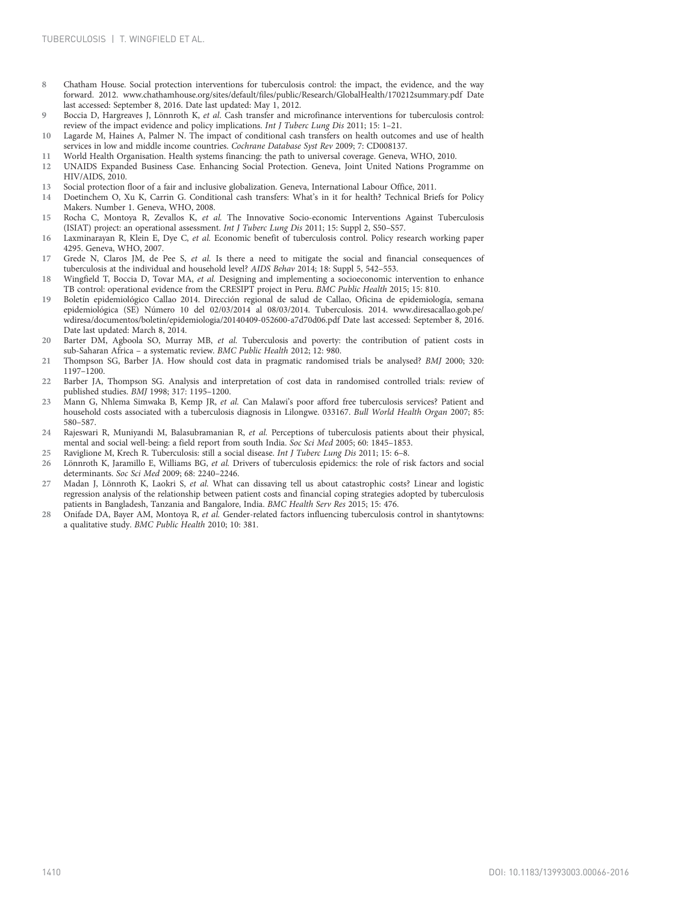8 Chatham House. Social protection interventions for tuberculosis control: the impact, the evidence, and the way forward. 2012. www.chathamhouse.org/sites/default/files/public/Research/GlobalHealth/170212summary.pdf Date last accessed: September 8, 2016. Date last updated: May 1, 2012.

9 Boccia D, Hargreaves J, Lönnroth K, *et al.* Cash transfer and microfinance interventions for tuberculosis control: review of the impact evidence and policy implications. *Int J Tuberc Lung Dis* 2011; 15: 1–21.

10 Lagarde M, Haines A, Palmer N. The impact of conditional cash transfers on health outcomes and use of health services in low and middle income countries. *Cochrane Database Syst Rev* 2009; 7: CD008137.

11 World Health Organisation. Health systems financing: the path to universal coverage. Geneva, WHO, 2010.

12 UNAIDS Expanded Business Case. Enhancing Social Protection. Geneva, Joint United Nations Programme on HIV/AIDS, 2010.

13 Social protection floor of a fair and inclusive globalization. Geneva, International Labour Office, 2011.

14 Doetinchem O, Xu K, Carrin G. Conditional cash transfers: What's in it for health? Technical Briefs for Policy Makers. Number 1. Geneva, WHO, 2008.

15 Rocha C, Montoya R, Zevallos K, *et al.* The Innovative Socio-economic Interventions Against Tuberculosis (ISIAT) project: an operational assessment. *Int J Tuberc Lung Dis* 2011; 15: Suppl 2, S50–S57.

16 Laxminarayan R, Klein E, Dye C, *et al.* Economic benefit of tuberculosis control. Policy research working paper 4295. Geneva, WHO, 2007.

17 Grede N, Claros JM, de Pee S, *et al.* Is there a need to mitigate the social and financial consequences of tuberculosis at the individual and household level? *AIDS Behav* 2014; 18: Suppl 5, 542–553.

18 Wingfield T, Boccia D, Tovar MA, *et al.* Designing and implementing a socioeconomic intervention to enhance TB control: operational evidence from the CRESIPT project in Peru. *BMC Public Health* 2015; 15: 810.

19 Boletín epidemiológico Callao 2014. Dirección regional de salud de Callao, Oficina de epidemiología, semana epidemiológica (SE) Número 10 del 02/03/2014 al 08/03/2014. Tuberculosis. 2014. www.diresacallao.gob.pe/wdiresa/documentos/boletin/epidemiologia/20140409-052600-a7d70d06.pdf Date last accessed: September 8, 2016. Date last updated: March 8, 2014.

20 Barter DM, Agboola SO, Murray MB, *et al.* Tuberculosis and poverty: the contribution of patient costs in sub-Saharan Africa – a systematic review. *BMC Public Health* 2012; 12: 980.

21 Thompson SG, Barber JA. How should cost data in pragmatic randomised trials be analysed? *BMJ* 2000; 320: 1197–1200.

22 Barber JA, Thompson SG. Analysis and interpretation of cost data in randomised controlled trials: review of published studies. *BMJ* 1998; 317: 1195–1200.

23 Mann G, Nhlema Simwaka B, Kemp JR, *et al.* Can Malawi's poor afford free tuberculosis services? Patient and household costs associated with a tuberculosis diagnosis in Lilongwe. 033167. *Bull World Health Organ* 2007; 85: 580–587.

24 Rajeswari R, Muniyandi M, Balasubramanian R, *et al.* Perceptions of tuberculosis patients about their physical, mental and social well-being: a field report from south India. *Soc Sci Med* 2005; 60: 1845–1853.

25 Raviglione M, Krech R. Tuberculosis: still a social disease. *Int J Tuberc Lung Dis* 2011; 15: 6–8.

26 Lönnroth K, Jaramillo E, Williams BG, *et al.* Drivers of tuberculosis epidemics: the role of risk factors and social determinants. *Soc Sci Med* 2009; 68: 2240–2246.

27 Madan J, Lönnroth K, Laokri S, *et al.* What can dissaving tell us about catastrophic costs? Linear and logistic regression analysis of the relationship between patient costs and financial coping strategies adopted by tuberculosis patients in Bangladesh, Tanzania and Bangalore, India. *BMC Health Serv Res* 2015; 15: 476.

28 Onifade DA, Bayer AM, Montoya R, *et al.* Gender-related factors influencing tuberculosis control in shantytowns: a qualitative study. *BMC Public Health* 2010; 10: 381.